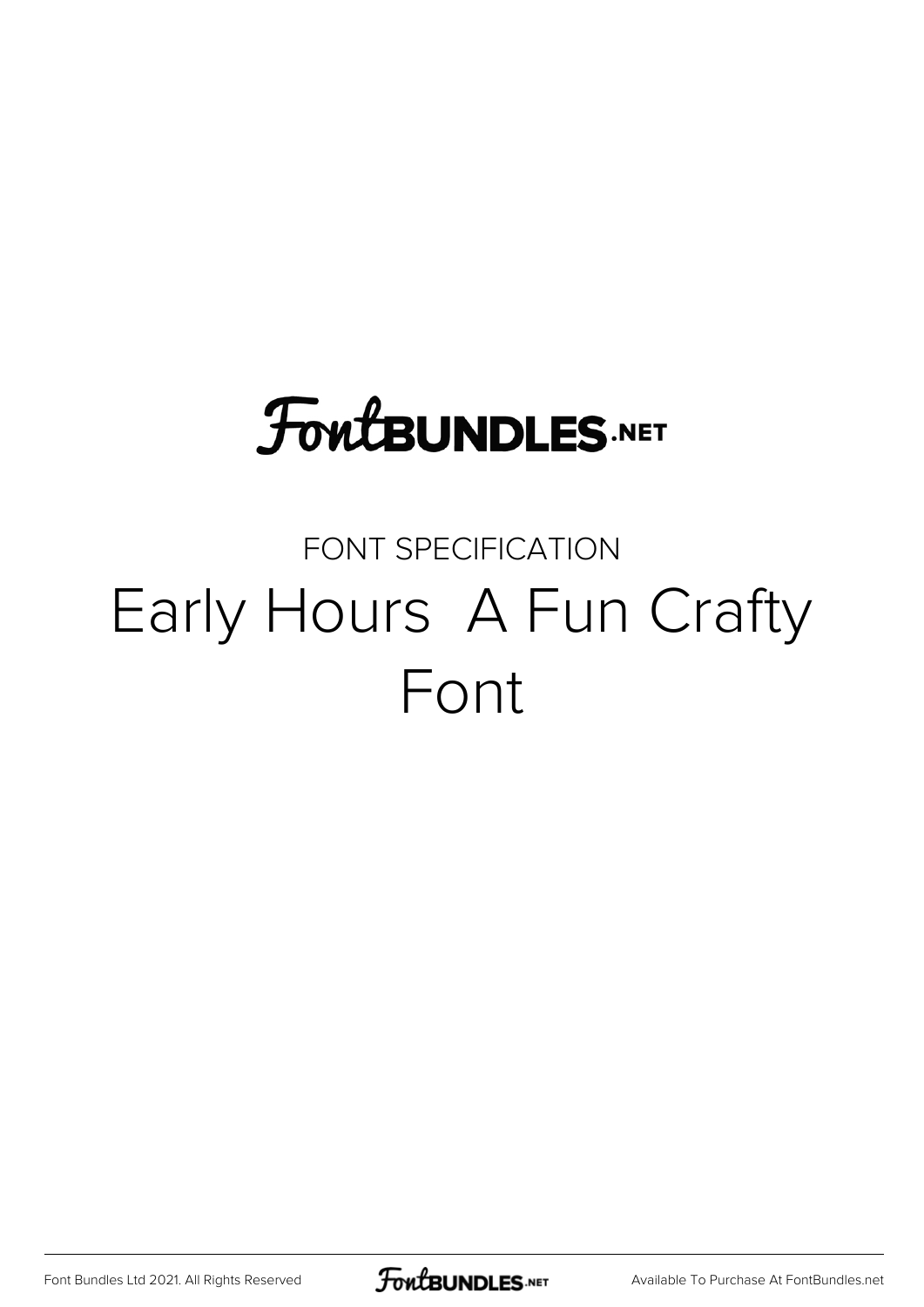FontBUNDLES.NET

FONT SPECIFICATION

# Early Hours  A Fun Crafty Font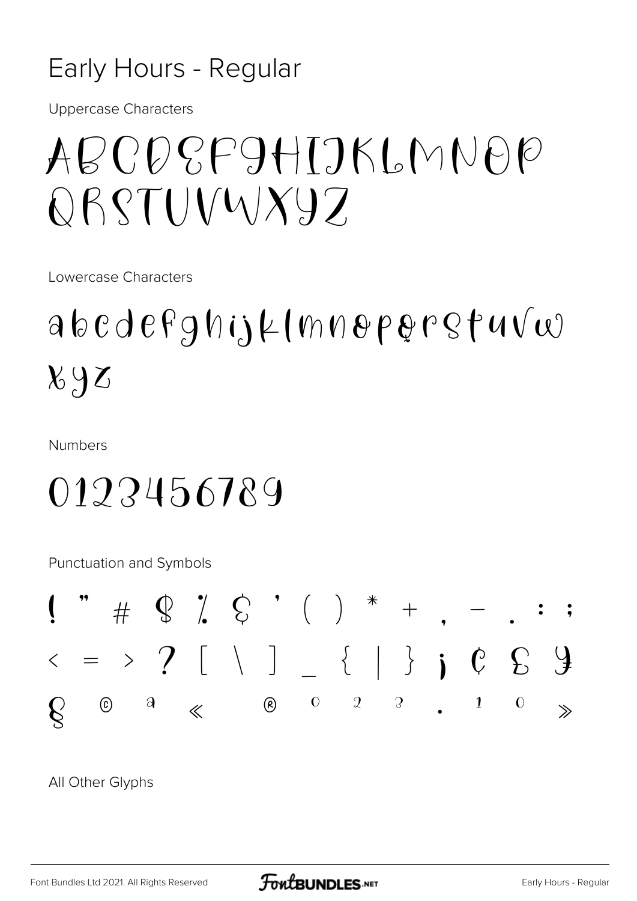# Early Hours - Regular

Uppercase Characters

ABCDEFGHIJKLMNOP
QRSTUVWXYZ

Lowercase Characters

abcdefghijklmnopqrstuvw
xyz

Numbers

0123456789

Punctuation and Symbols

! " # $ % & ' ( ) * + , - . : ;
< = > ? [ \ ] _ { | } ¡ ¢ £ ¥
§ © ª « ® ° ² ³ · ¹ º »

All Other Glyphs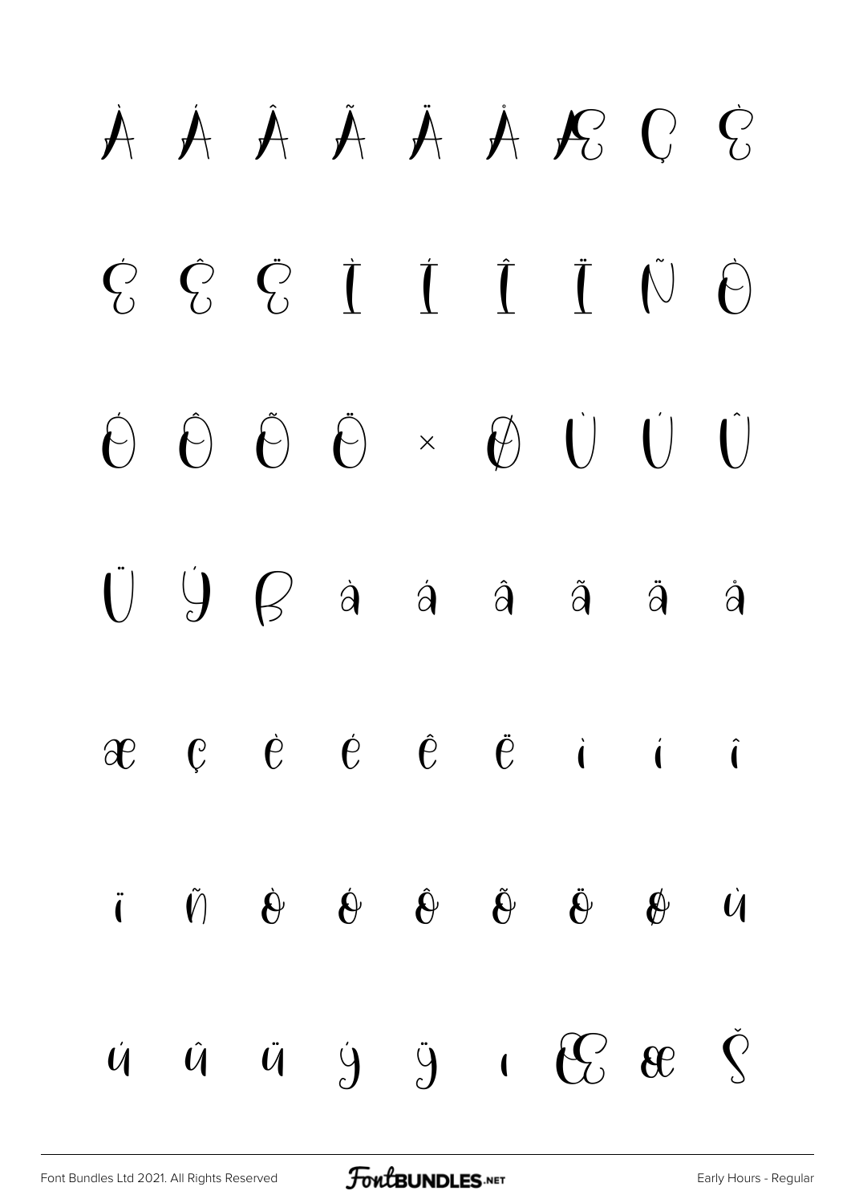À Á Â Ã Ä Å Æ Ç È

É Ê Ë Ì Í Î Ï Ñ Ò

Ó Ô Õ Ö × Ø Ù Ú Û

Ü Ý ß à á â ã ä å

æ ç è é ê ë ì í î

ï ñ ò ó ô õ ö ø ù

ú û ü ý ÿ ı Œ œ Š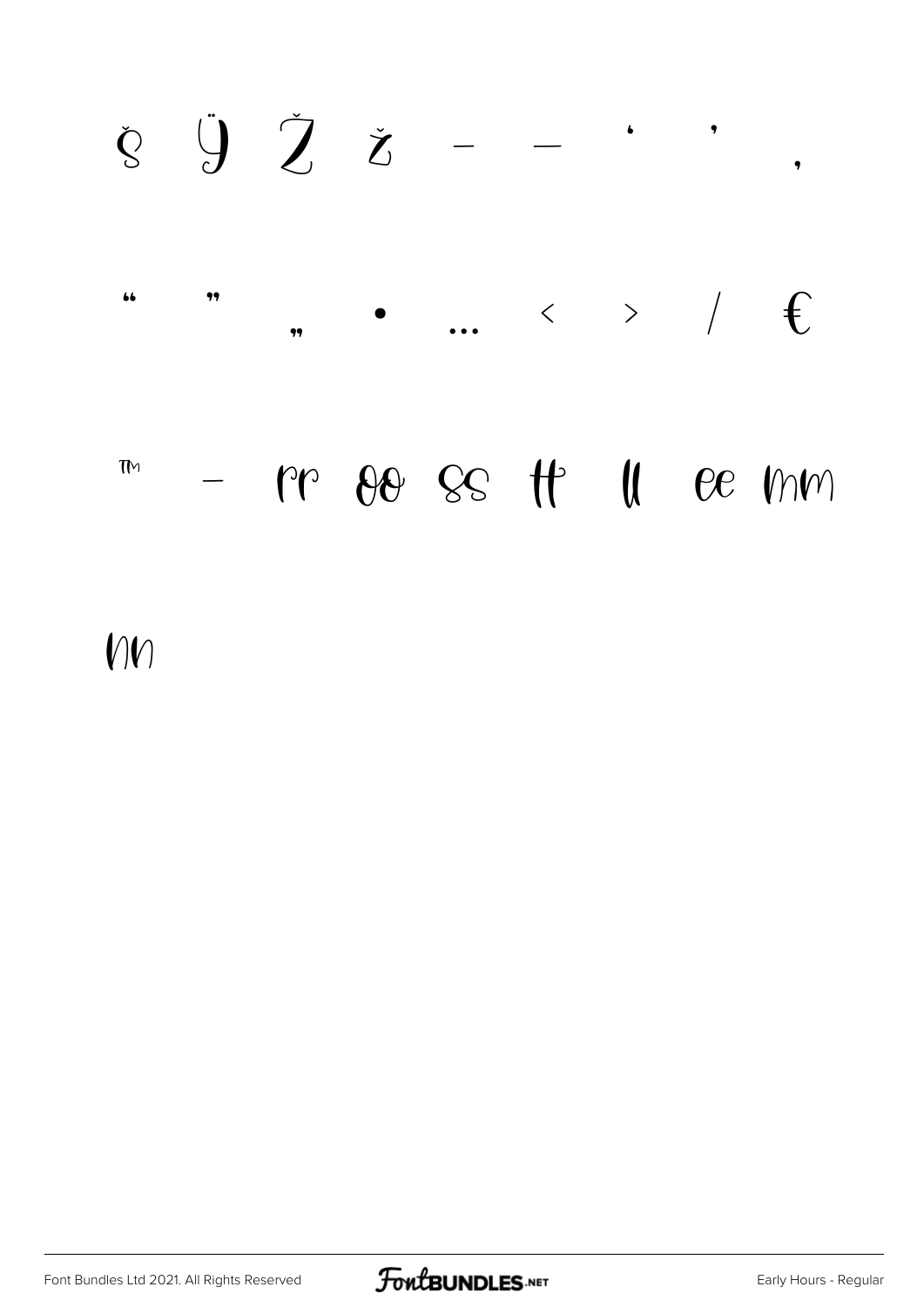š Ÿ Ž ž – — ‘ ’ ‚

“ ” „ • … ‹ › ⁄ €

™ − rr oo ss tt ll ee mm

nn